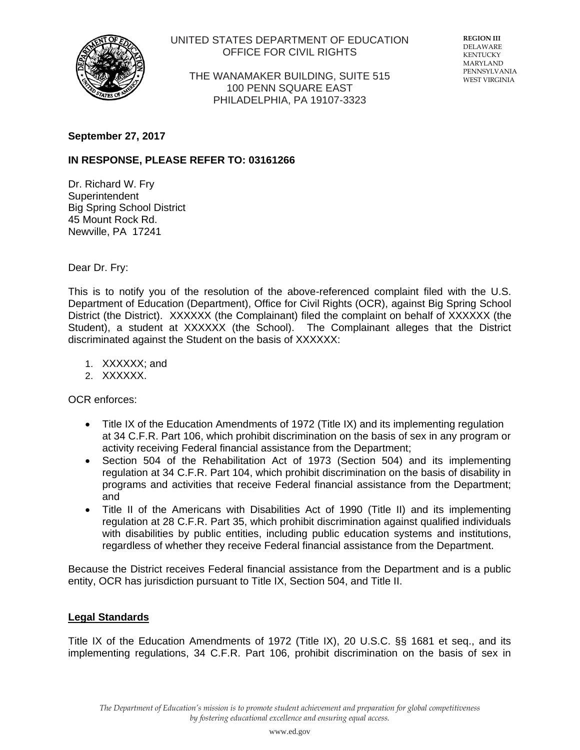UNITED STATES DEPARTMENT OF EDUCATION
OFFICE FOR CIVIL RIGHTS

THE WANAMAKER BUILDING, SUITE 515
100 PENN SQUARE EAST
PHILADELPHIA, PA 19107-3323

**REGION III**
DELAWARE
KENTUCKY
MARYLAND
PENNSYLVANIA
WEST VIRGINIA

**September 27, 2017**

**IN RESPONSE, PLEASE REFER TO: 03161266**

Dr. Richard W. Fry
Superintendent
Big Spring School District
45 Mount Rock Rd.
Newville, PA 17241

Dear Dr. Fry:

This is to notify you of the resolution of the above-referenced complaint filed with the U.S. Department of Education (Department), Office for Civil Rights (OCR), against Big Spring School District (the District). XXXXXX (the Complainant) filed the complaint on behalf of XXXXXX (the Student), a student at XXXXXX (the School). The Complainant alleges that the District discriminated against the Student on the basis of XXXXXX:

1. XXXXXX; and
2. XXXXXX.

OCR enforces:

- Title IX of the Education Amendments of 1972 (Title IX) and its implementing regulation at 34 C.F.R. Part 106, which prohibit discrimination on the basis of sex in any program or activity receiving Federal financial assistance from the Department;
- Section 504 of the Rehabilitation Act of 1973 (Section 504) and its implementing regulation at 34 C.F.R. Part 104, which prohibit discrimination on the basis of disability in programs and activities that receive Federal financial assistance from the Department; and
- Title II of the Americans with Disabilities Act of 1990 (Title II) and its implementing regulation at 28 C.F.R. Part 35, which prohibit discrimination against qualified individuals with disabilities by public entities, including public education systems and institutions, regardless of whether they receive Federal financial assistance from the Department.

Because the District receives Federal financial assistance from the Department and is a public entity, OCR has jurisdiction pursuant to Title IX, Section 504, and Title II.

**Legal Standards**

Title IX of the Education Amendments of 1972 (Title IX), 20 U.S.C. §§ 1681 et seq., and its implementing regulations, 34 C.F.R. Part 106, prohibit discrimination on the basis of sex in

*The Department of Education's mission is to promote student achievement and preparation for global competitiveness by fostering educational excellence and ensuring equal access.*

www.ed.gov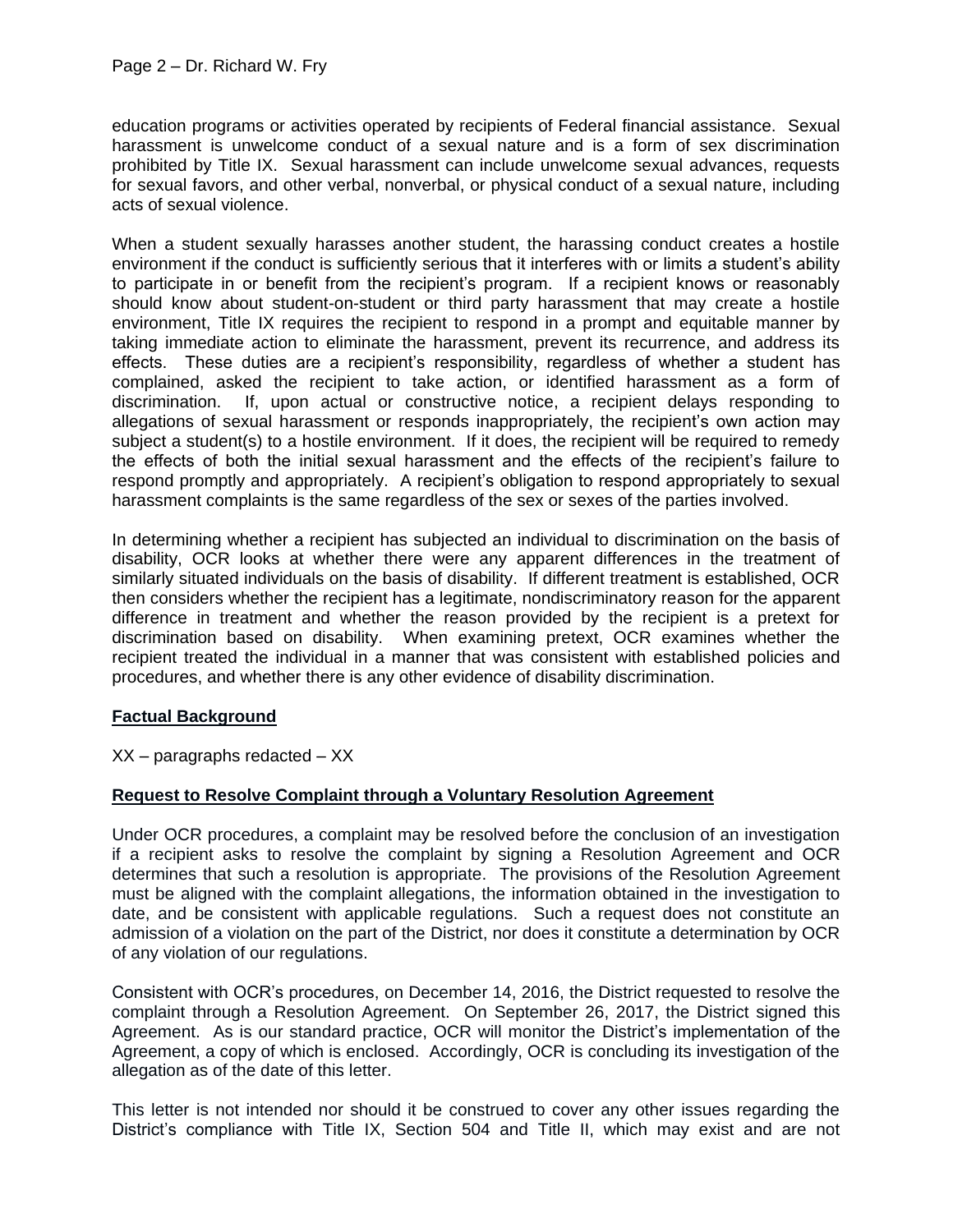education programs or activities operated by recipients of Federal financial assistance. Sexual harassment is unwelcome conduct of a sexual nature and is a form of sex discrimination prohibited by Title IX. Sexual harassment can include unwelcome sexual advances, requests for sexual favors, and other verbal, nonverbal, or physical conduct of a sexual nature, including acts of sexual violence.

When a student sexually harasses another student, the harassing conduct creates a hostile environment if the conduct is sufficiently serious that it interferes with or limits a student's ability to participate in or benefit from the recipient's program. If a recipient knows or reasonably should know about student-on-student or third party harassment that may create a hostile environment, Title IX requires the recipient to respond in a prompt and equitable manner by taking immediate action to eliminate the harassment, prevent its recurrence, and address its effects. These duties are a recipient's responsibility, regardless of whether a student has complained, asked the recipient to take action, or identified harassment as a form of discrimination. If, upon actual or constructive notice, a recipient delays responding to allegations of sexual harassment or responds inappropriately, the recipient's own action may subject a student(s) to a hostile environment. If it does, the recipient will be required to remedy the effects of both the initial sexual harassment and the effects of the recipient's failure to respond promptly and appropriately. A recipient's obligation to respond appropriately to sexual harassment complaints is the same regardless of the sex or sexes of the parties involved.

In determining whether a recipient has subjected an individual to discrimination on the basis of disability, OCR looks at whether there were any apparent differences in the treatment of similarly situated individuals on the basis of disability. If different treatment is established, OCR then considers whether the recipient has a legitimate, nondiscriminatory reason for the apparent difference in treatment and whether the reason provided by the recipient is a pretext for discrimination based on disability. When examining pretext, OCR examines whether the recipient treated the individual in a manner that was consistent with established policies and procedures, and whether there is any other evidence of disability discrimination.

**Factual Background**

XX – paragraphs redacted – XX

**Request to Resolve Complaint through a Voluntary Resolution Agreement**

Under OCR procedures, a complaint may be resolved before the conclusion of an investigation if a recipient asks to resolve the complaint by signing a Resolution Agreement and OCR determines that such a resolution is appropriate. The provisions of the Resolution Agreement must be aligned with the complaint allegations, the information obtained in the investigation to date, and be consistent with applicable regulations. Such a request does not constitute an admission of a violation on the part of the District, nor does it constitute a determination by OCR of any violation of our regulations.

Consistent with OCR's procedures, on December 14, 2016, the District requested to resolve the complaint through a Resolution Agreement. On September 26, 2017, the District signed this Agreement. As is our standard practice, OCR will monitor the District's implementation of the Agreement, a copy of which is enclosed. Accordingly, OCR is concluding its investigation of the allegation as of the date of this letter.

This letter is not intended nor should it be construed to cover any other issues regarding the District's compliance with Title IX, Section 504 and Title II, which may exist and are not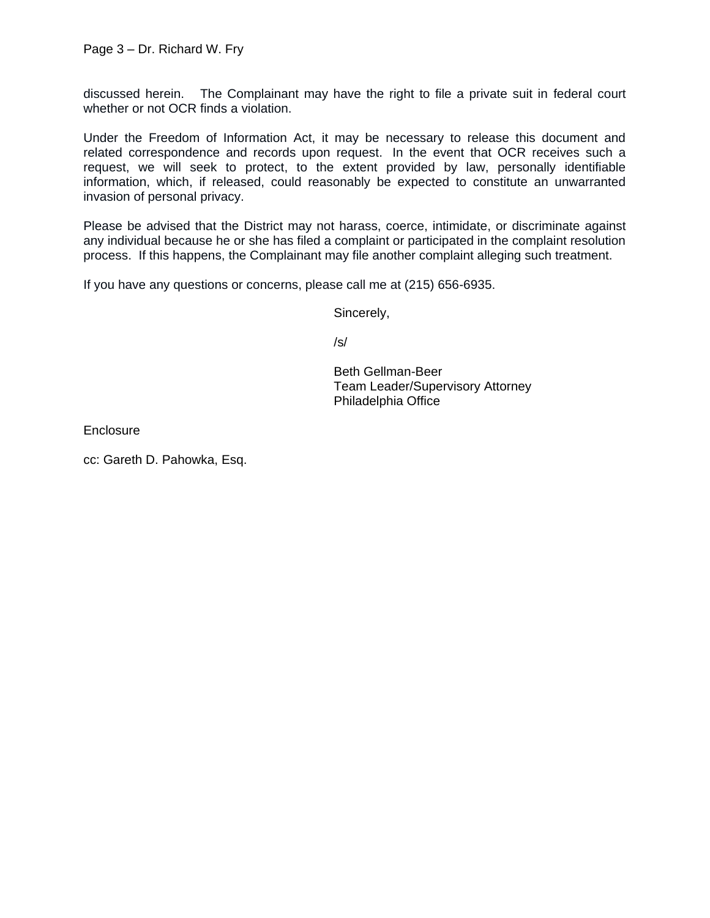discussed herein. The Complainant may have the right to file a private suit in federal court whether or not OCR finds a violation.

Under the Freedom of Information Act, it may be necessary to release this document and related correspondence and records upon request. In the event that OCR receives such a request, we will seek to protect, to the extent provided by law, personally identifiable information, which, if released, could reasonably be expected to constitute an unwarranted invasion of personal privacy.

Please be advised that the District may not harass, coerce, intimidate, or discriminate against any individual because he or she has filed a complaint or participated in the complaint resolution process. If this happens, the Complainant may file another complaint alleging such treatment.

If you have any questions or concerns, please call me at (215) 656-6935.

Sincerely,

/s/

Beth Gellman-Beer
Team Leader/Supervisory Attorney
Philadelphia Office

Enclosure

cc: Gareth D. Pahowka, Esq.